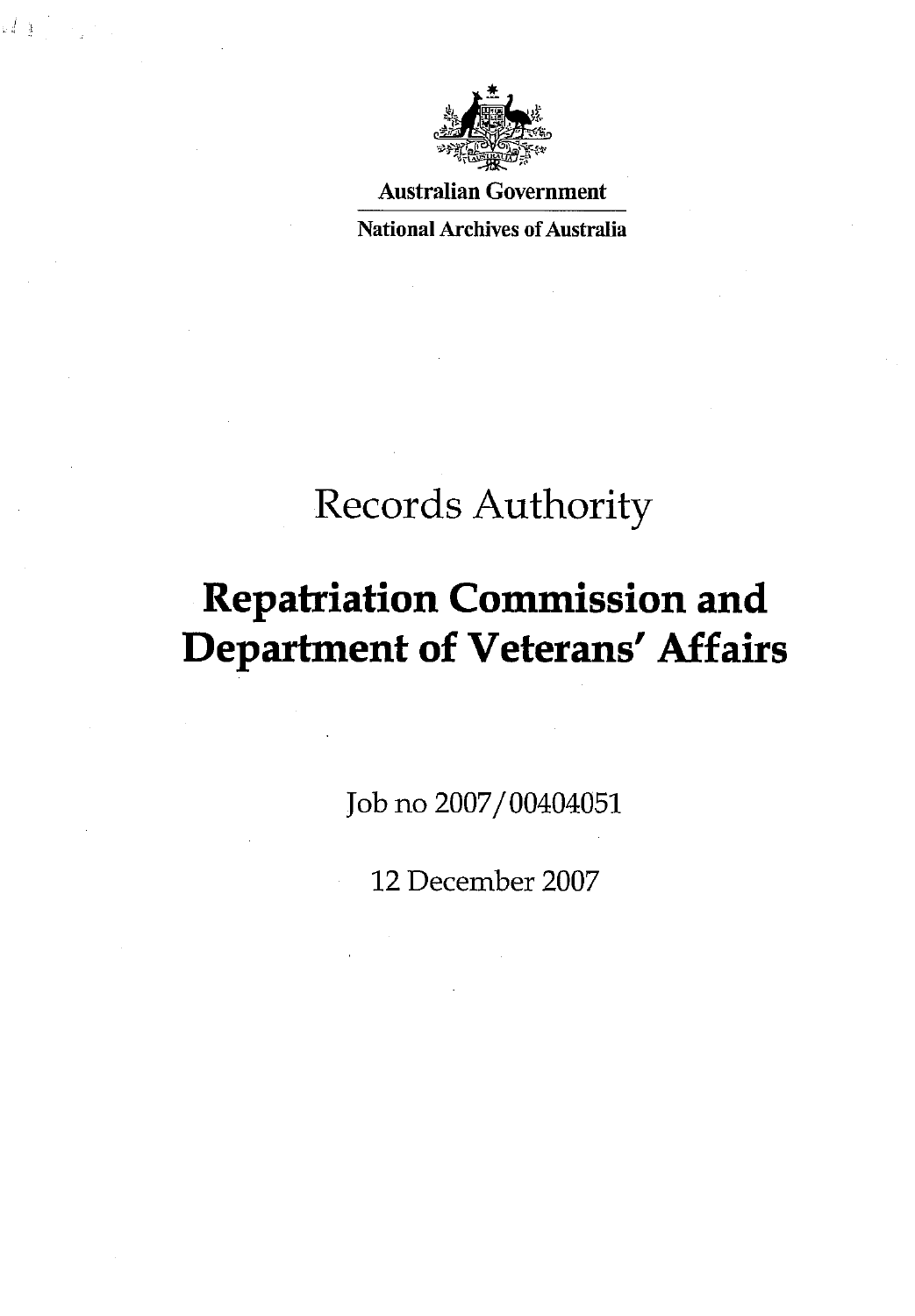Australian Government

National Archives of Australia

# Records Authority

# Repatriation Commission and Department of Veterans' Affairs

Job no 2007/00404051

12 December 2007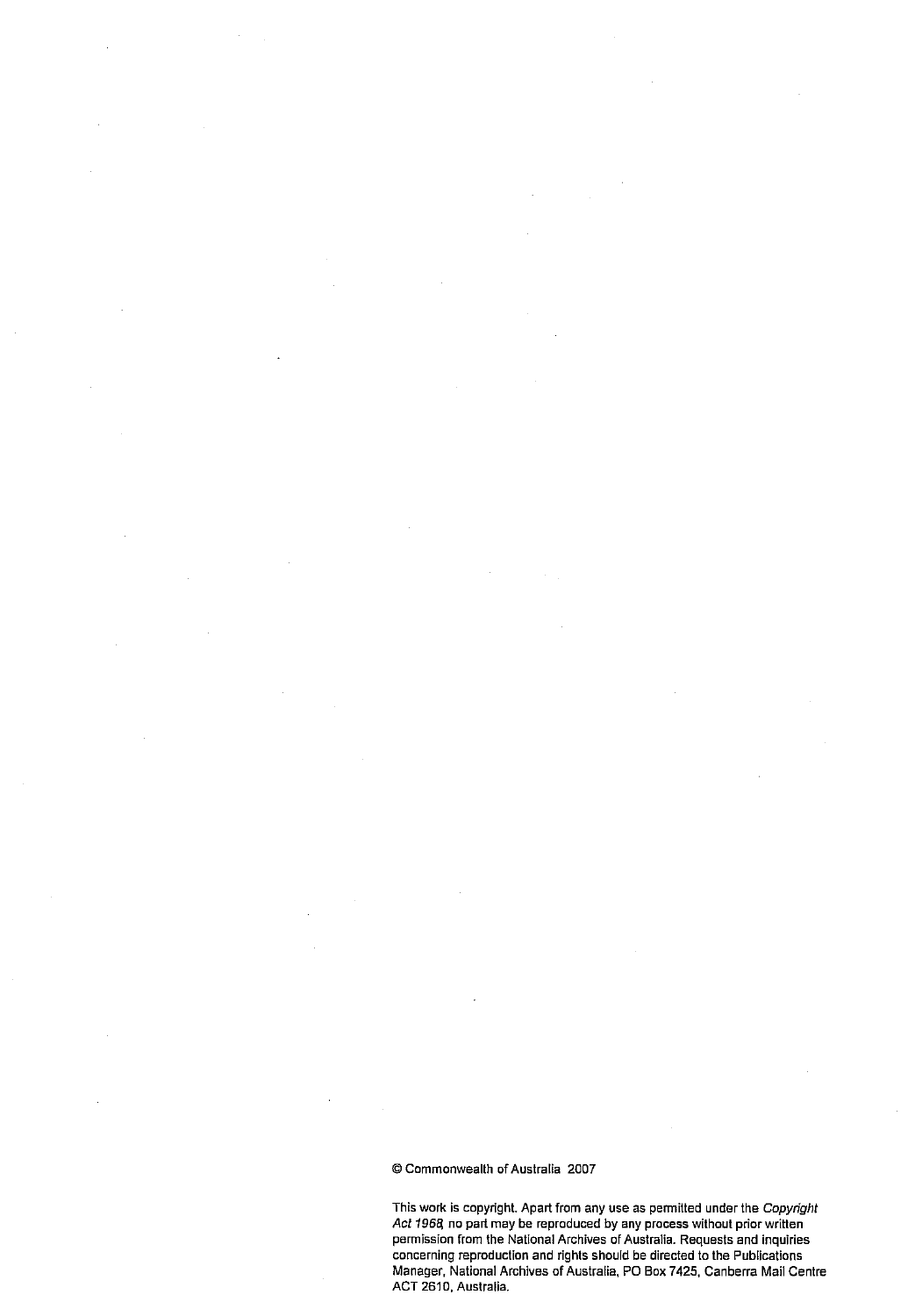© Commonwealth of Australia 2007

This work is copyright. Apart from any use as permitted under the *Copyright Act 1968*, no part may be reproduced by any process without prior written permission from the National Archives of Australia. Requests and inquiries concerning reproduction and rights should be directed to the Publications Manager, National Archives of Australia, PO Box 7425, Canberra Mail Centre ACT 2610, Australia.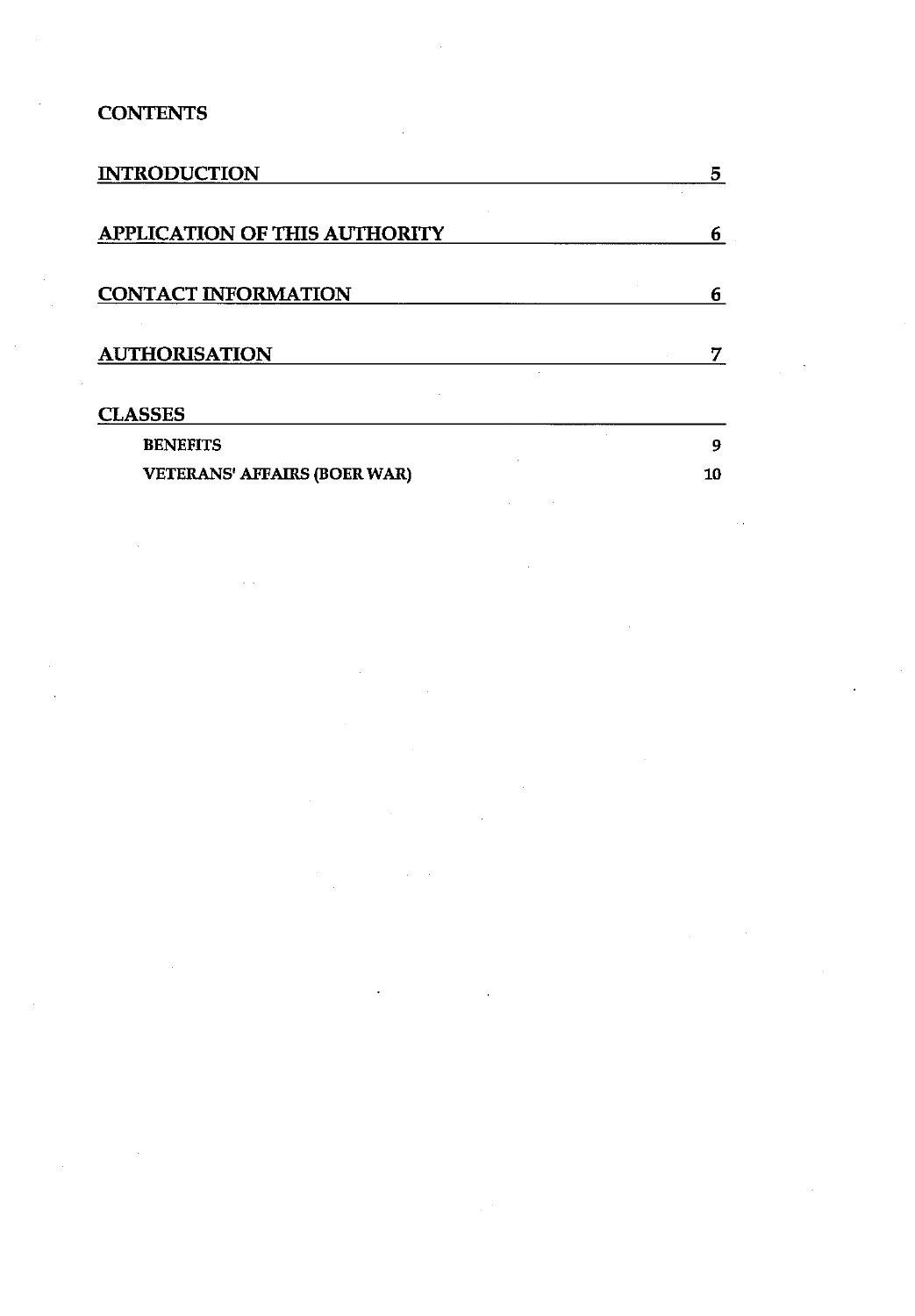**CONTENTS**

| | |
|---|---|
| INTRODUCTION | 5 |
| APPLICATION OF THIS AUTHORITY | 6 |
| CONTACT INFORMATION | 6 |
| AUTHORISATION | 7 |
| CLASSES | |
| BENEFITS | 9 |
| VETERANS' AFFAIRS (BOER WAR) | 10 |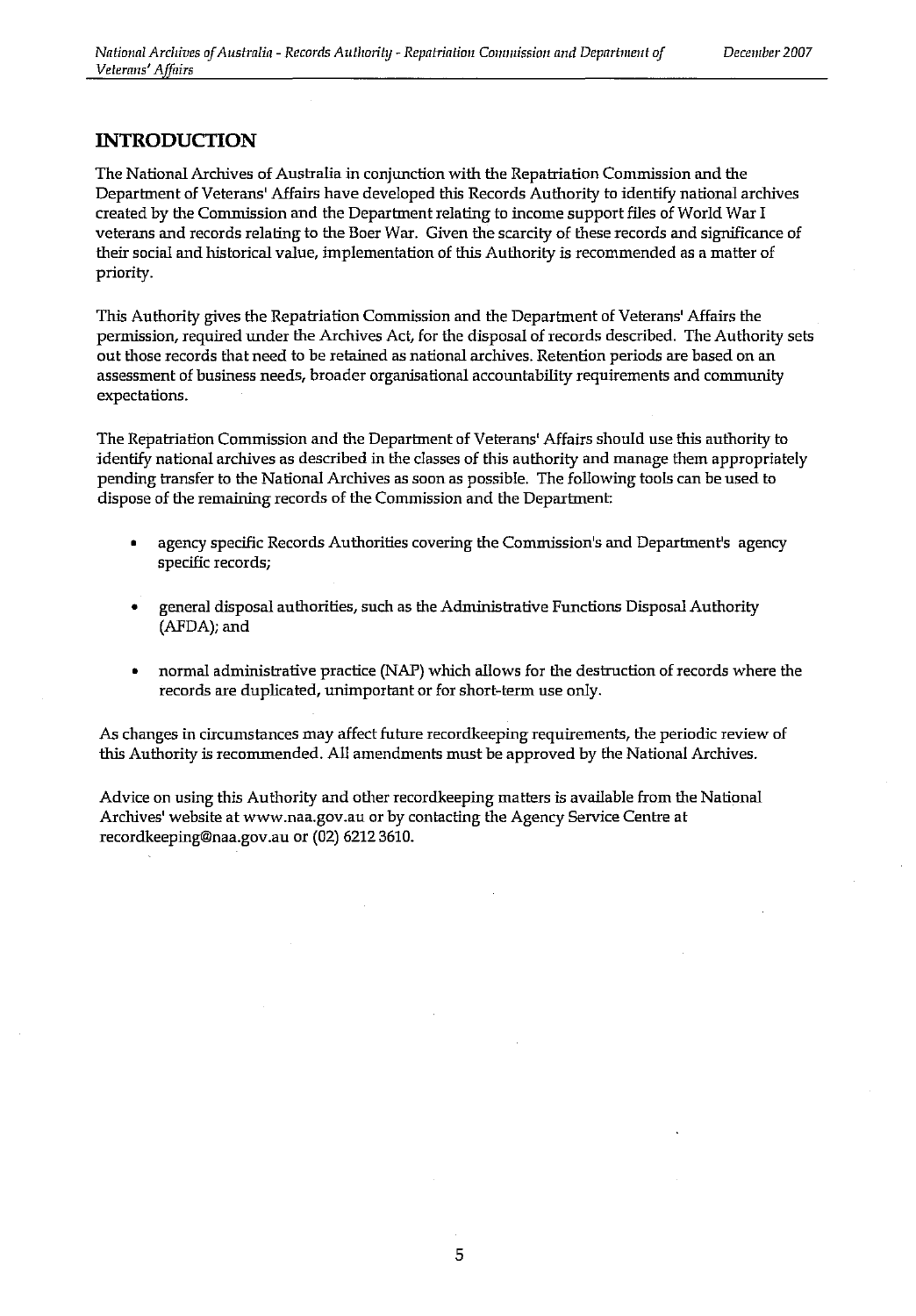## INTRODUCTION

The National Archives of Australia in conjunction with the Repatriation Commission and the Department of Veterans' Affairs have developed this Records Authority to identify national archives created by the Commission and the Department relating to income support files of World War I veterans and records relating to the Boer War. Given the scarcity of these records and significance of their social and historical value, implementation of this Authority is recommended as a matter of priority.

This Authority gives the Repatriation Commission and the Department of Veterans' Affairs the permission, required under the Archives Act, for the disposal of records described. The Authority sets out those records that need to be retained as national archives. Retention periods are based on an assessment of business needs, broader organisational accountability requirements and community expectations.

The Repatriation Commission and the Department of Veterans' Affairs should use this authority to identify national archives as described in the classes of this authority and manage them appropriately pending transfer to the National Archives as soon as possible. The following tools can be used to dispose of the remaining records of the Commission and the Department:

- agency specific Records Authorities covering the Commission's and Department's agency specific records;
- general disposal authorities, such as the Administrative Functions Disposal Authority (AFDA); and
- normal administrative practice (NAP) which allows for the destruction of records where the records are duplicated, unimportant or for short-term use only.

As changes in circumstances may affect future recordkeeping requirements, the periodic review of this Authority is recommended. All amendments must be approved by the National Archives.

Advice on using this Authority and other recordkeeping matters is available from the National Archives' website at www.naa.gov.au or by contacting the Agency Service Centre at recordkeeping@naa.gov.au or (02) 6212 3610.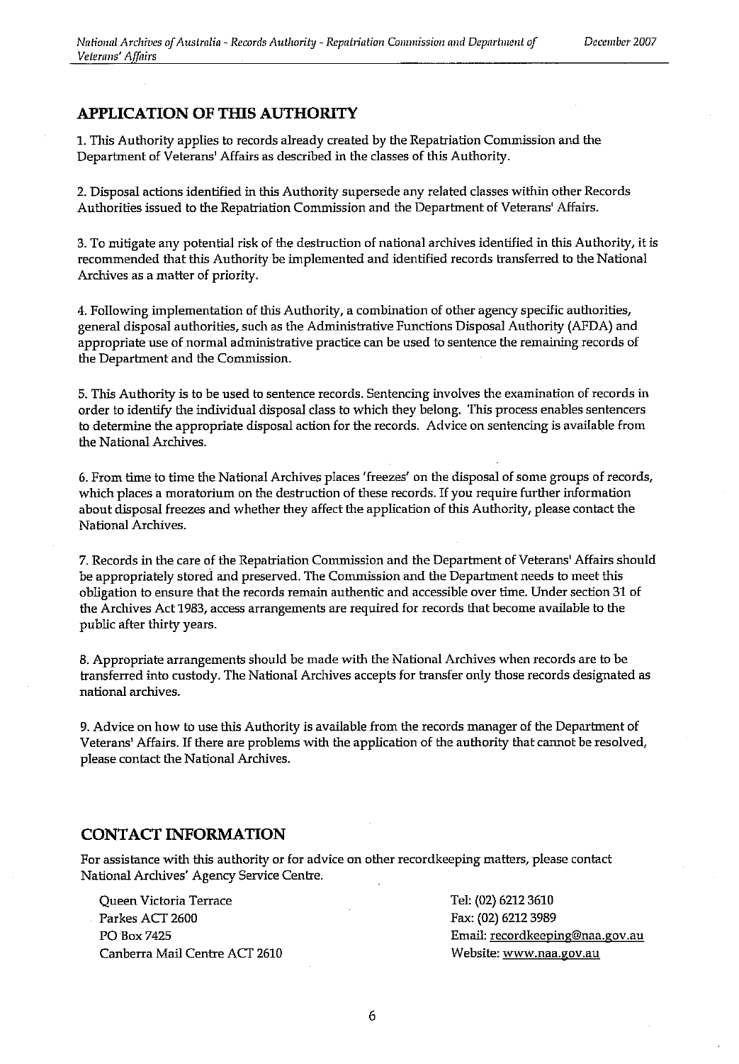## APPLICATION OF THIS AUTHORITY

1. This Authority applies to records already created by the Repatriation Commission and the Department of Veterans' Affairs as described in the classes of this Authority.

2. Disposal actions identified in this Authority supersede any related classes within other Records Authorities issued to the Repatriation Commission and the Department of Veterans' Affairs.

3. To mitigate any potential risk of the destruction of national archives identified in this Authority, it is recommended that this Authority be implemented and identified records transferred to the National Archives as a matter of priority.

4. Following implementation of this Authority, a combination of other agency specific authorities, general disposal authorities, such as the Administrative Functions Disposal Authority (AFDA) and appropriate use of normal administrative practice can be used to sentence the remaining records of the Department and the Commission.

5. This Authority is to be used to sentence records. Sentencing involves the examination of records in order to identify the individual disposal class to which they belong. This process enables sentencers to determine the appropriate disposal action for the records. Advice on sentencing is available from the National Archives.

6. From time to time the National Archives places 'freezes' on the disposal of some groups of records, which places a moratorium on the destruction of these records. If you require further information about disposal freezes and whether they affect the application of this Authority, please contact the National Archives.

7. Records in the care of the Repatriation Commission and the Department of Veterans' Affairs should be appropriately stored and preserved. The Commission and the Department needs to meet this obligation to ensure that the records remain authentic and accessible over time. Under section 31 of the Archives Act 1983, access arrangements are required for records that become available to the public after thirty years.

8. Appropriate arrangements should be made with the National Archives when records are to be transferred into custody. The National Archives accepts for transfer only those records designated as national archives.

9. Advice on how to use this Authority is available from the records manager of the Department of Veterans' Affairs. If there are problems with the application of the authority that cannot be resolved, please contact the National Archives.

## CONTACT INFORMATION

For assistance with this authority or for advice on other recordkeeping matters, please contact National Archives' Agency Service Centre.

Queen Victoria Terrace
Parkes ACT 2600
PO Box 7425
Canberra Mail Centre ACT 2610

Tel: (02) 6212 3610
Fax: (02) 6212 3989
Email: recordkeeping@naa.gov.au
Website: www.naa.gov.au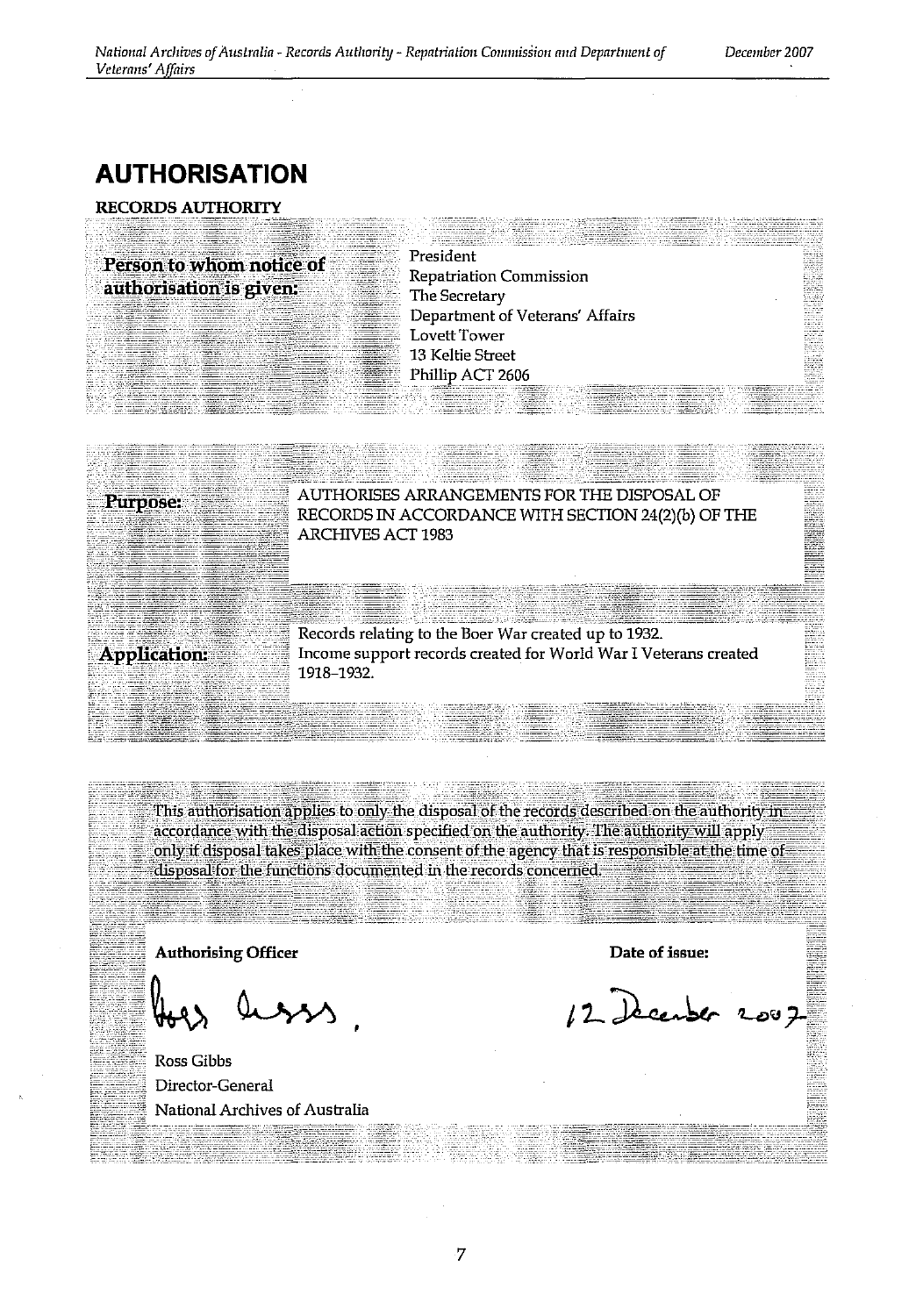# AUTHORISATION

**RECORDS AUTHORITY**

| | |
|---|---|
| **Person to whom notice of authorisation is given:** | President<br>Repatriation Commission<br>The Secretary<br>Department of Veterans' Affairs<br>Lovett Tower<br>13 Keltie Street<br>Phillip ACT 2606 |

| | |
|---|---|
| **Purpose:** | AUTHORISES ARRANGEMENTS FOR THE DISPOSAL OF RECORDS IN ACCORDANCE WITH SECTION 24(2)(b) OF THE ARCHIVES ACT 1983 |
| **Application:** | Records relating to the Boer War created up to 1932.<br>Income support records created for World War I Veterans created 1918–1932. |

This authorisation applies to only the disposal of the records described on the authority in accordance with the disposal action specified on the authority. The authority will apply only if disposal takes place with the consent of the agency that is responsible at the time of disposal for the functions documented in the records concerned.

| **Authorising Officer** | **Date of issue:** |
|---|---|
| Ross Gibbs<br>Director-General<br>National Archives of Australia | 12 December 2007 |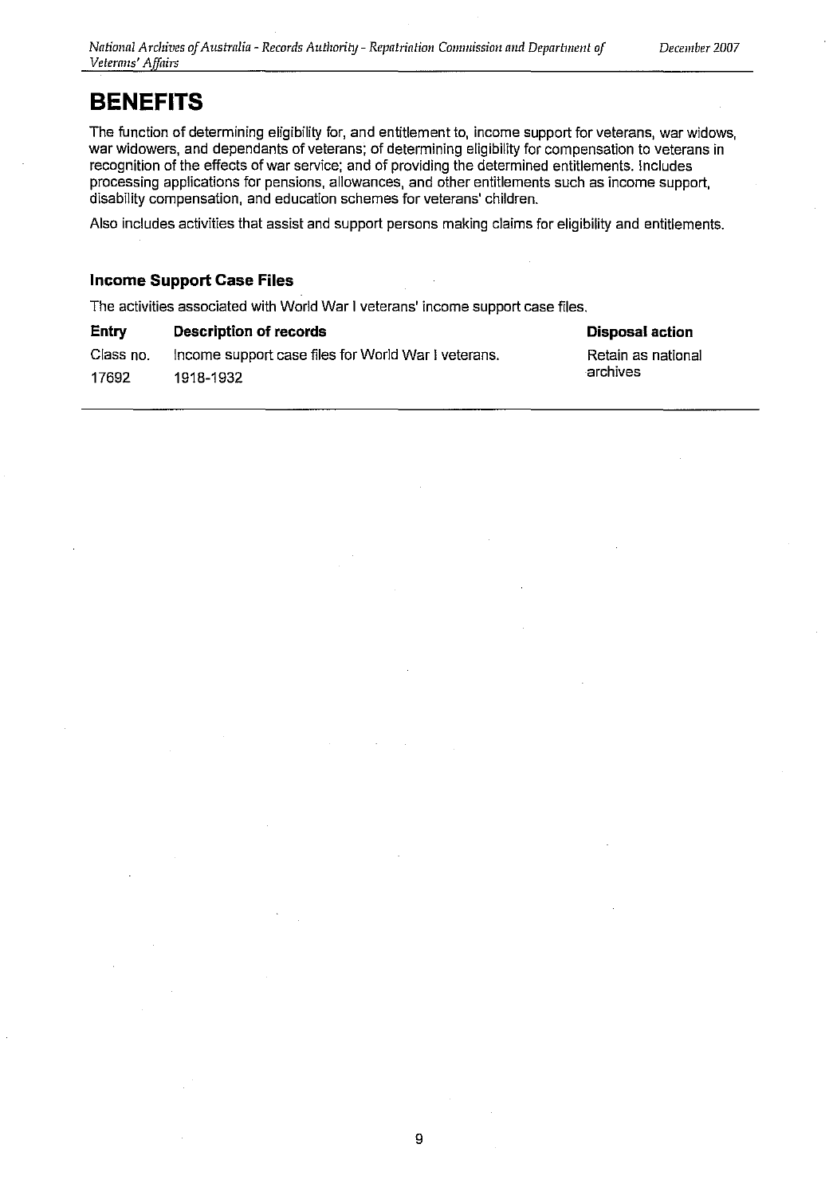# BENEFITS

The function of determining eligibility for, and entitlement to, income support for veterans, war widows, war widowers, and dependants of veterans; of determining eligibility for compensation to veterans in recognition of the effects of war service; and of providing the determined entitlements. Includes processing applications for pensions, allowances, and other entitlements such as income support, disability compensation, and education schemes for veterans' children.

Also includes activities that assist and support persons making claims for eligibility and entitlements.

### Income Support Case Files

The activities associated with World War I veterans' income support case files.

| Entry | Description of records | Disposal action |
| --- | --- | --- |
| Class no. 17692 | Income support case files for World War I veterans. 1918-1932 | Retain as national archives |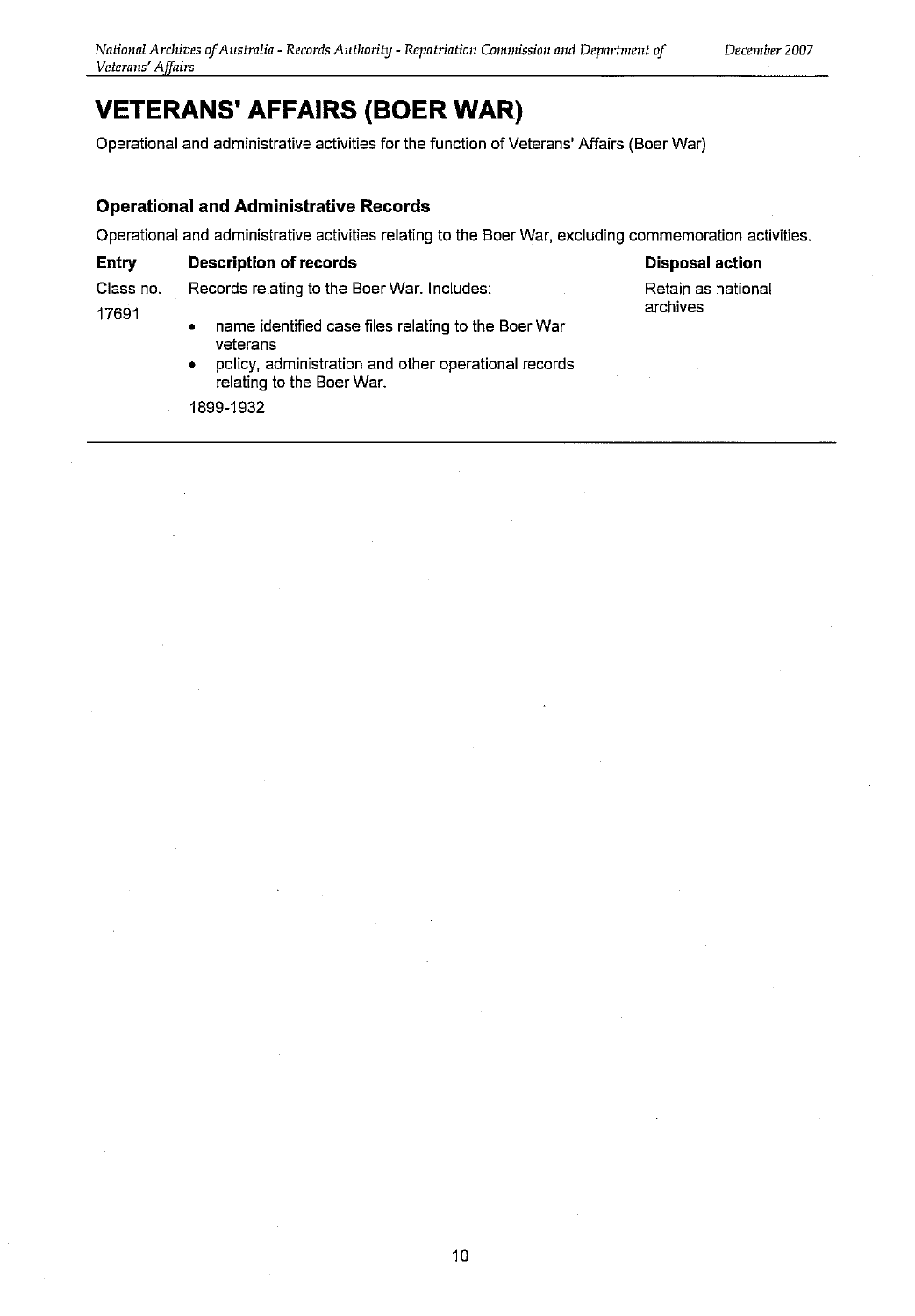# VETERANS' AFFAIRS (BOER WAR)

Operational and administrative activities for the function of Veterans' Affairs (Boer War)

### Operational and Administrative Records

Operational and administrative activities relating to the Boer War, excluding commemoration activities.

| Entry | Description of records | Disposal action |
|---|---|---|
| Class no. 17691 | Records relating to the Boer War. Includes:<br>• name identified case files relating to the Boer War veterans<br>• policy, administration and other operational records relating to the Boer War.<br>1899-1932 | Retain as national archives |